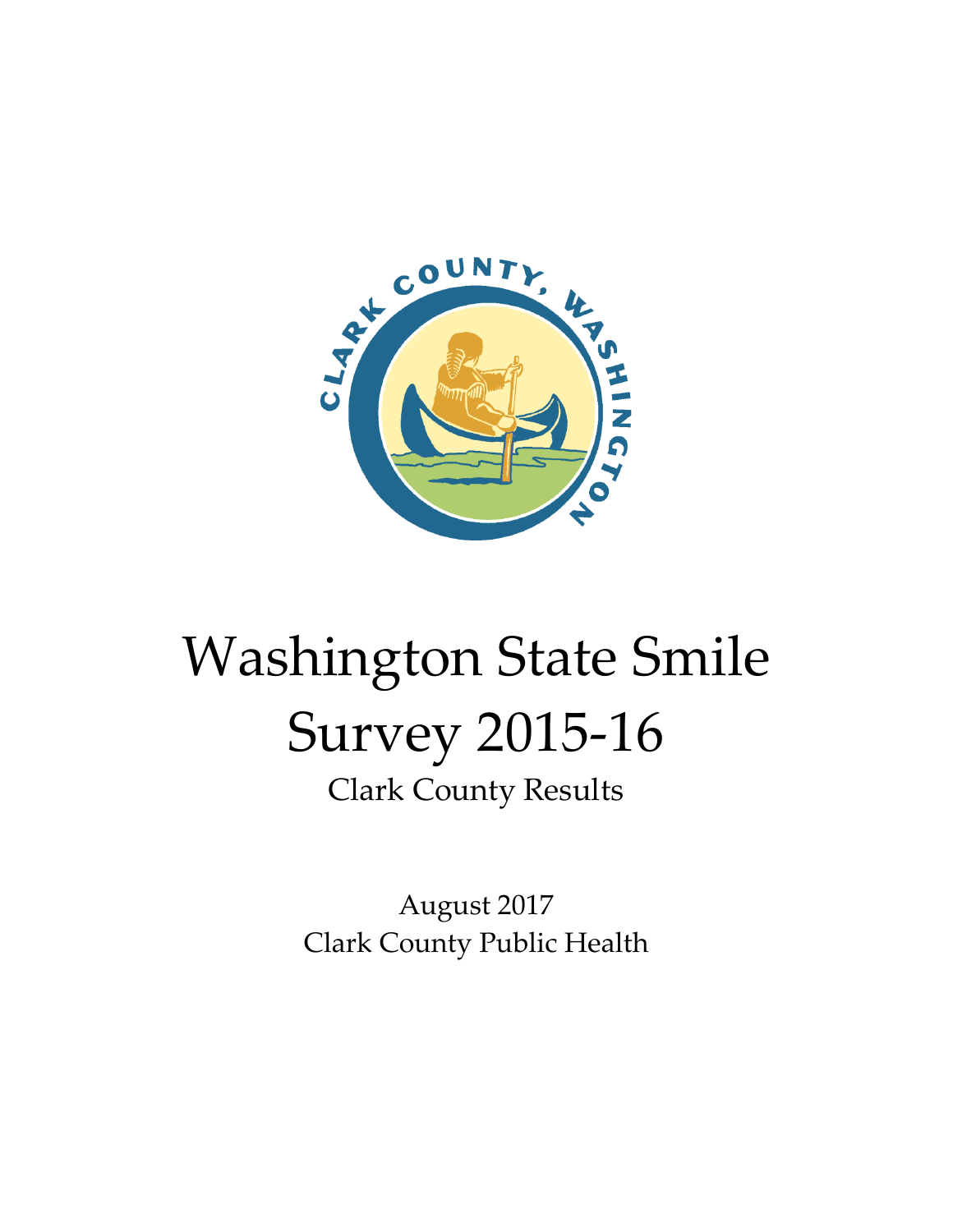# Washington State Smile Survey 2015-16

Clark County Results

August 2017

Clark County Public Health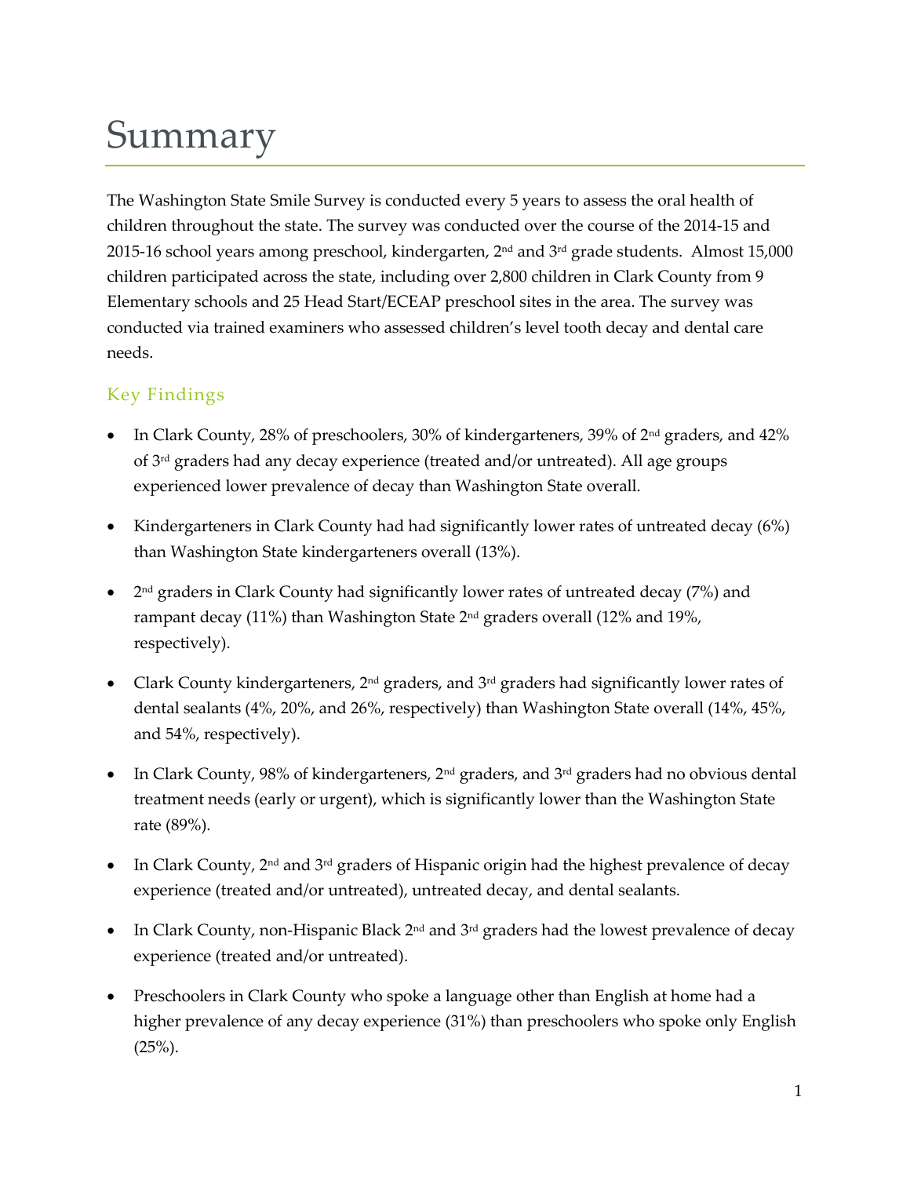# Summary

The Washington State Smile Survey is conducted every 5 years to assess the oral health of children throughout the state. The survey was conducted over the course of the 2014-15 and 2015-16 school years among preschool, kindergarten, 2nd and 3rd grade students. Almost 15,000 children participated across the state, including over 2,800 children in Clark County from 9 Elementary schools and 25 Head Start/ECEAP preschool sites in the area. The survey was conducted via trained examiners who assessed children's level tooth decay and dental care needs.

## Key Findings

- In Clark County, 28% of preschoolers, 30% of kindergarteners, 39% of 2nd graders, and 42% of 3rd graders had any decay experience (treated and/or untreated). All age groups experienced lower prevalence of decay than Washington State overall.
- Kindergarteners in Clark County had had significantly lower rates of untreated decay (6%) than Washington State kindergarteners overall (13%).
- 2nd graders in Clark County had significantly lower rates of untreated decay (7%) and rampant decay (11%) than Washington State 2nd graders overall (12% and 19%, respectively).
- Clark County kindergarteners, 2nd graders, and 3rd graders had significantly lower rates of dental sealants (4%, 20%, and 26%, respectively) than Washington State overall (14%, 45%, and 54%, respectively).
- In Clark County, 98% of kindergarteners, 2nd graders, and 3rd graders had no obvious dental treatment needs (early or urgent), which is significantly lower than the Washington State rate (89%).
- In Clark County, 2nd and 3rd graders of Hispanic origin had the highest prevalence of decay experience (treated and/or untreated), untreated decay, and dental sealants.
- In Clark County, non-Hispanic Black 2nd and 3rd graders had the lowest prevalence of decay experience (treated and/or untreated).
- Preschoolers in Clark County who spoke a language other than English at home had a higher prevalence of any decay experience (31%) than preschoolers who spoke only English (25%).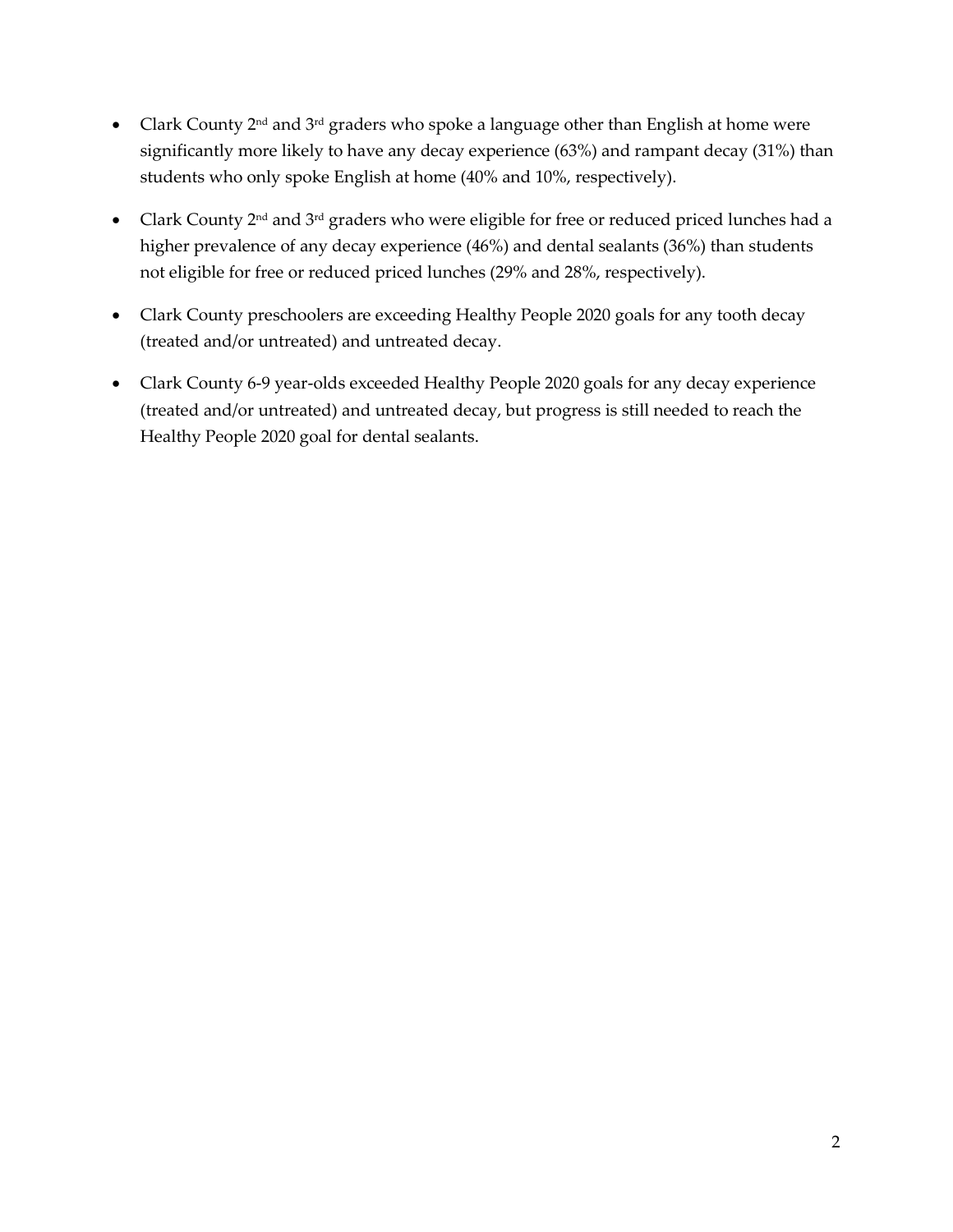- Clark County 2nd and 3rd graders who spoke a language other than English at home were significantly more likely to have any decay experience (63%) and rampant decay (31%) than students who only spoke English at home (40% and 10%, respectively).
- Clark County 2nd and 3rd graders who were eligible for free or reduced priced lunches had a higher prevalence of any decay experience (46%) and dental sealants (36%) than students not eligible for free or reduced priced lunches (29% and 28%, respectively).
- Clark County preschoolers are exceeding Healthy People 2020 goals for any tooth decay (treated and/or untreated) and untreated decay.
- Clark County 6-9 year-olds exceeded Healthy People 2020 goals for any decay experience (treated and/or untreated) and untreated decay, but progress is still needed to reach the Healthy People 2020 goal for dental sealants.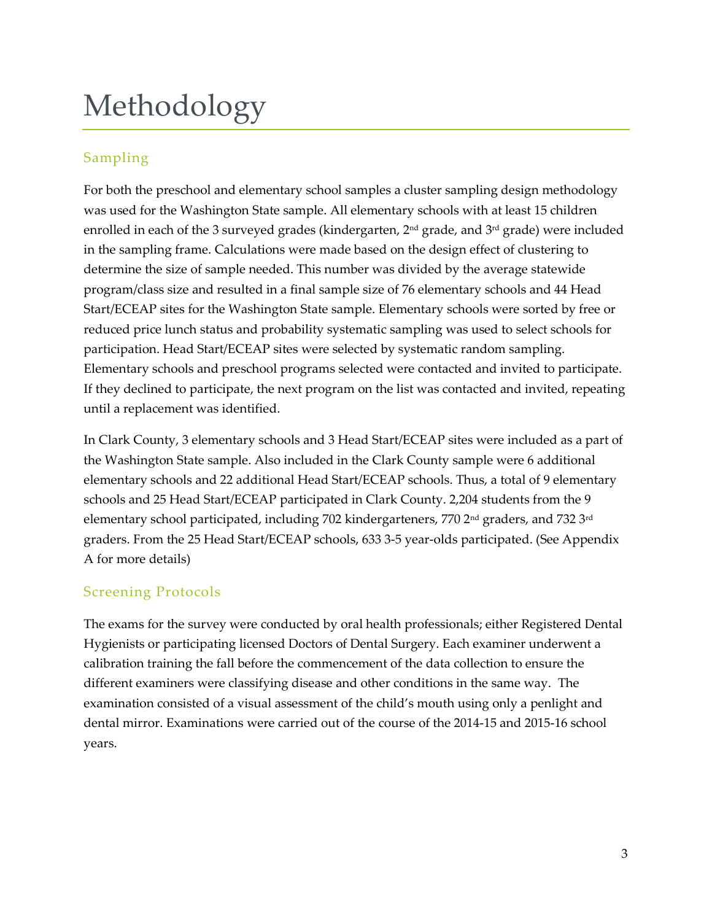# Methodology

## Sampling

For both the preschool and elementary school samples a cluster sampling design methodology was used for the Washington State sample. All elementary schools with at least 15 children enrolled in each of the 3 surveyed grades (kindergarten, 2nd grade, and 3rd grade) were included in the sampling frame. Calculations were made based on the design effect of clustering to determine the size of sample needed. This number was divided by the average statewide program/class size and resulted in a final sample size of 76 elementary schools and 44 Head Start/ECEAP sites for the Washington State sample. Elementary schools were sorted by free or reduced price lunch status and probability systematic sampling was used to select schools for participation. Head Start/ECEAP sites were selected by systematic random sampling. Elementary schools and preschool programs selected were contacted and invited to participate. If they declined to participate, the next program on the list was contacted and invited, repeating until a replacement was identified.

In Clark County, 3 elementary schools and 3 Head Start/ECEAP sites were included as a part of the Washington State sample. Also included in the Clark County sample were 6 additional elementary schools and 22 additional Head Start/ECEAP schools. Thus, a total of 9 elementary schools and 25 Head Start/ECEAP participated in Clark County. 2,204 students from the 9 elementary school participated, including 702 kindergarteners, 770 2nd graders, and 732 3rd graders. From the 25 Head Start/ECEAP schools, 633 3-5 year-olds participated. (See Appendix A for more details)

## Screening Protocols

The exams for the survey were conducted by oral health professionals; either Registered Dental Hygienists or participating licensed Doctors of Dental Surgery. Each examiner underwent a calibration training the fall before the commencement of the data collection to ensure the different examiners were classifying disease and other conditions in the same way. The examination consisted of a visual assessment of the child's mouth using only a penlight and dental mirror. Examinations were carried out of the course of the 2014-15 and 2015-16 school years.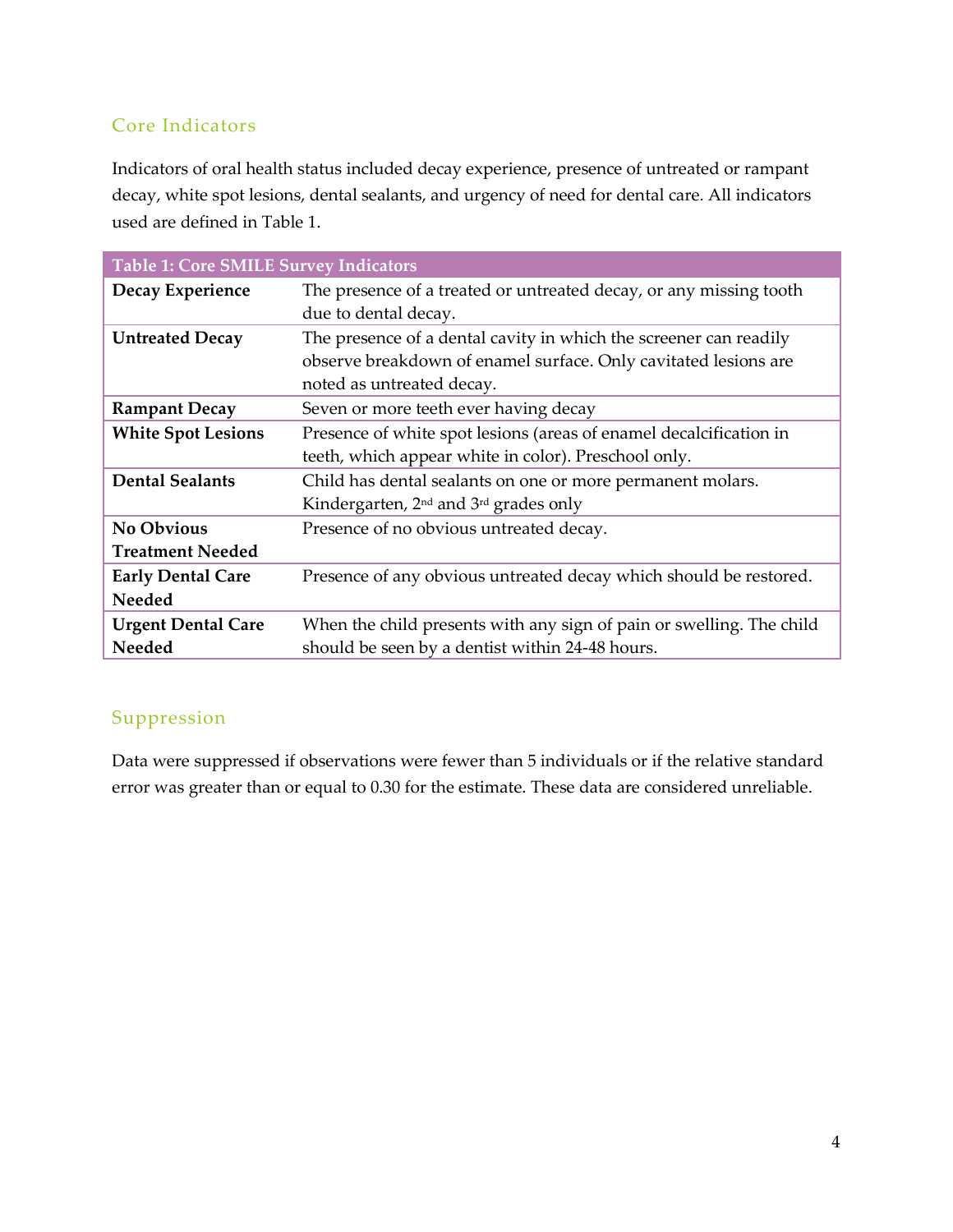## Core Indicators

Indicators of oral health status included decay experience, presence of untreated or rampant decay, white spot lesions, dental sealants, and urgency of need for dental care. All indicators used are defined in Table 1.

| Table 1: Core SMILE Survey Indicators | |
|---|---|
| **Decay Experience** | The presence of a treated or untreated decay, or any missing tooth due to dental decay. |
| **Untreated Decay** | The presence of a dental cavity in which the screener can readily observe breakdown of enamel surface. Only cavitated lesions are noted as untreated decay. |
| **Rampant Decay** | Seven or more teeth ever having decay |
| **White Spot Lesions** | Presence of white spot lesions (areas of enamel decalcification in teeth, which appear white in color). Preschool only. |
| **Dental Sealants** | Child has dental sealants on one or more permanent molars. Kindergarten, 2nd and 3rd grades only |
| **No Obvious Treatment Needed** | Presence of no obvious untreated decay. |
| **Early Dental Care Needed** | Presence of any obvious untreated decay which should be restored. |
| **Urgent Dental Care Needed** | When the child presents with any sign of pain or swelling. The child should be seen by a dentist within 24-48 hours. |

## Suppression

Data were suppressed if observations were fewer than 5 individuals or if the relative standard error was greater than or equal to 0.30 for the estimate. These data are considered unreliable.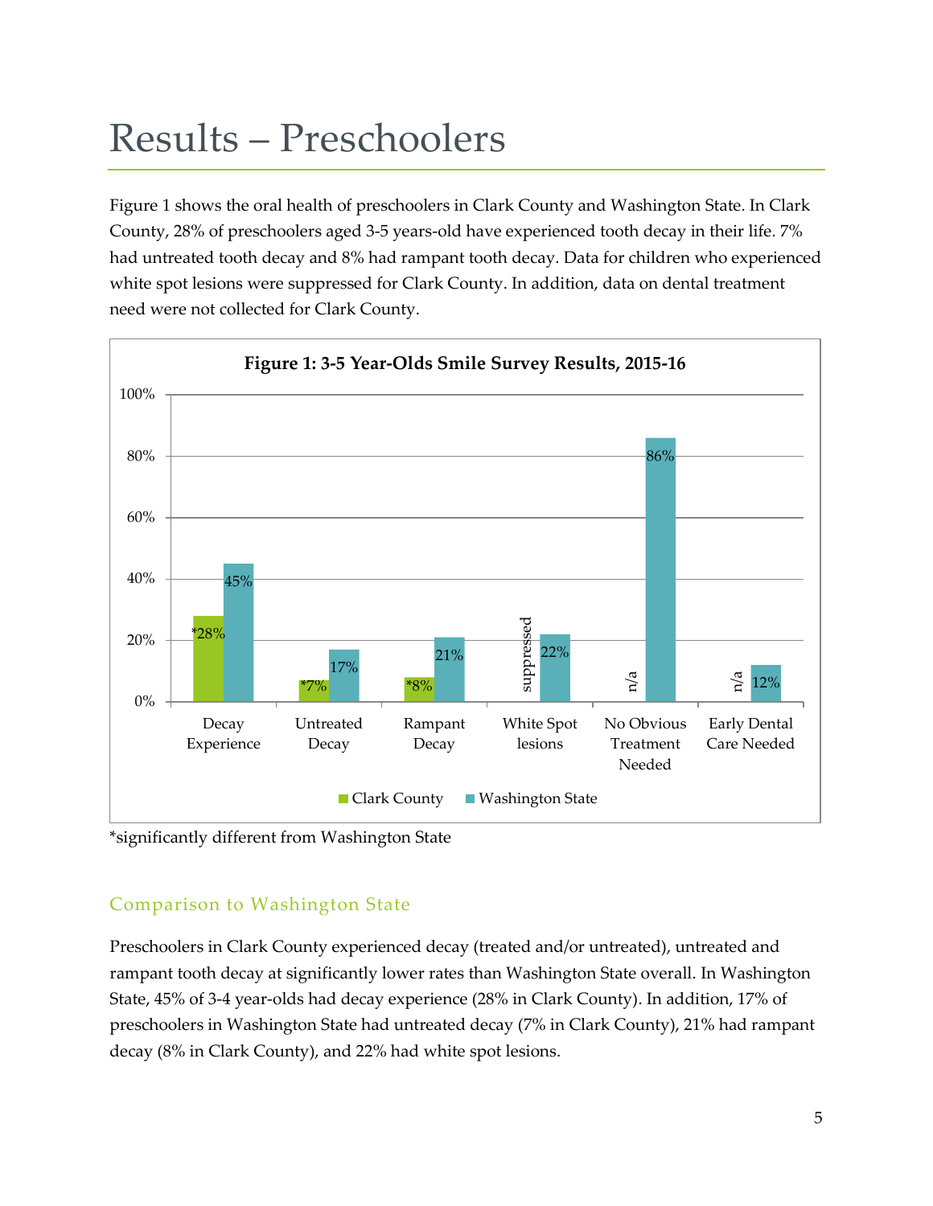# Results – Preschoolers

Figure 1 shows the oral health of preschoolers in Clark County and Washington State. In Clark County, 28% of preschoolers aged 3-5 years-old have experienced tooth decay in their life. 7% had untreated tooth decay and 8% had rampant tooth decay. Data for children who experienced white spot lesions were suppressed for Clark County. In addition, data on dental treatment need were not collected for Clark County.

**Figure 1: 3-5 Year-Olds Smile Survey Results, 2015-16**

| | Clark County | Washington State |
|---|---|---|
| Decay Experience | *28% | 45% |
| Untreated Decay | *7% | 17% |
| Rampant Decay | *8% | 21% |
| White Spot lesions | suppressed | 22% |
| No Obvious Treatment Needed | n/a | 86% |
| Early Dental Care Needed | n/a | 12% |

*significantly different from Washington State

## Comparison to Washington State

Preschoolers in Clark County experienced decay (treated and/or untreated), untreated and rampant tooth decay at significantly lower rates than Washington State overall. In Washington State, 45% of 3-4 year-olds had decay experience (28% in Clark County). In addition, 17% of preschoolers in Washington State had untreated decay (7% in Clark County), 21% had rampant decay (8% in Clark County), and 22% had white spot lesions.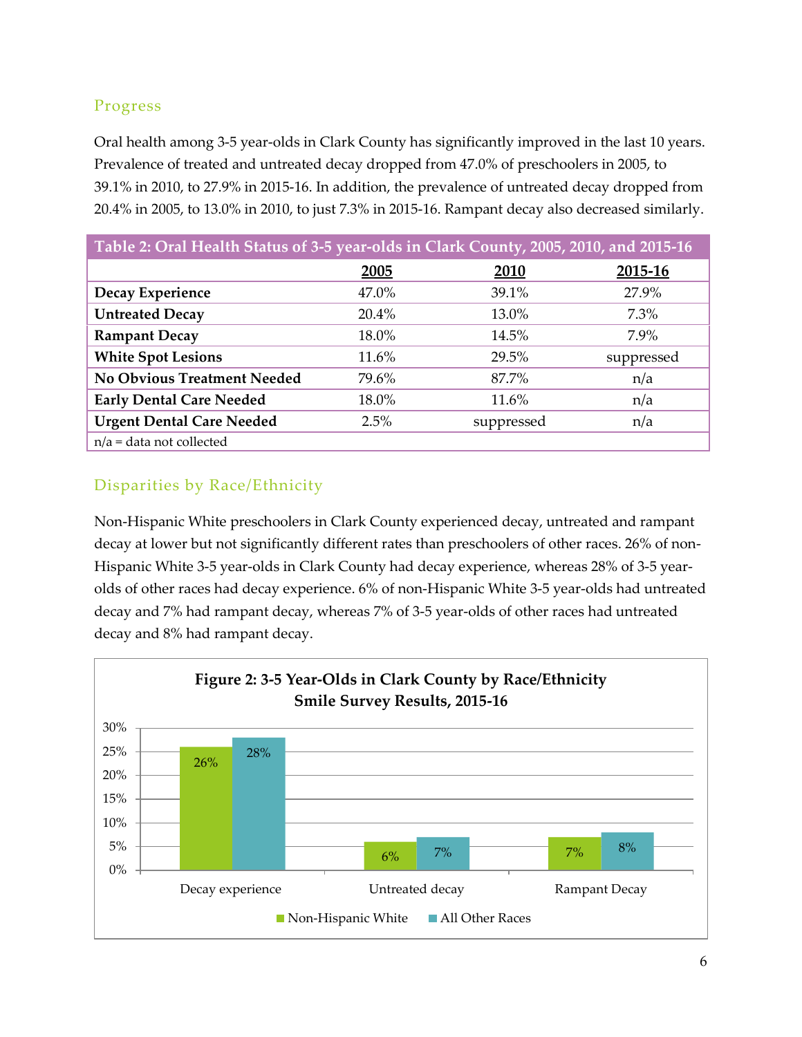## Progress

Oral health among 3-5 year-olds in Clark County has significantly improved in the last 10 years. Prevalence of treated and untreated decay dropped from 47.0% of preschoolers in 2005, to 39.1% in 2010, to 27.9% in 2015-16. In addition, the prevalence of untreated decay dropped from 20.4% in 2005, to 13.0% in 2010, to just 7.3% in 2015-16. Rampant decay also decreased similarly.

**Table 2: Oral Health Status of 3-5 year-olds in Clark County, 2005, 2010, and 2015-16**

| | 2005 | 2010 | 2015-16 |
|---|---|---|---|
| **Decay Experience** | 47.0% | 39.1% | 27.9% |
| **Untreated Decay** | 20.4% | 13.0% | 7.3% |
| **Rampant Decay** | 18.0% | 14.5% | 7.9% |
| **White Spot Lesions** | 11.6% | 29.5% | suppressed |
| **No Obvious Treatment Needed** | 79.6% | 87.7% | n/a |
| **Early Dental Care Needed** | 18.0% | 11.6% | n/a |
| **Urgent Dental Care Needed** | 2.5% | suppressed | n/a |

n/a = data not collected

## Disparities by Race/Ethnicity

Non-Hispanic White preschoolers in Clark County experienced decay, untreated and rampant decay at lower but not significantly different rates than preschoolers of other races. 26% of non-Hispanic White 3-5 year-olds in Clark County had decay experience, whereas 28% of 3-5 year-olds of other races had decay experience. 6% of non-Hispanic White 3-5 year-olds had untreated decay and 7% had rampant decay, whereas 7% of 3-5 year-olds of other races had untreated decay and 8% had rampant decay.

**Figure 2: 3-5 Year-Olds in Clark County by Race/Ethnicity Smile Survey Results, 2015-16**

| | Non-Hispanic White | All Other Races |
|---|---|---|
| Decay experience | 26% | 28% |
| Untreated decay | 6% | 7% |
| Rampant Decay | 7% | 8% |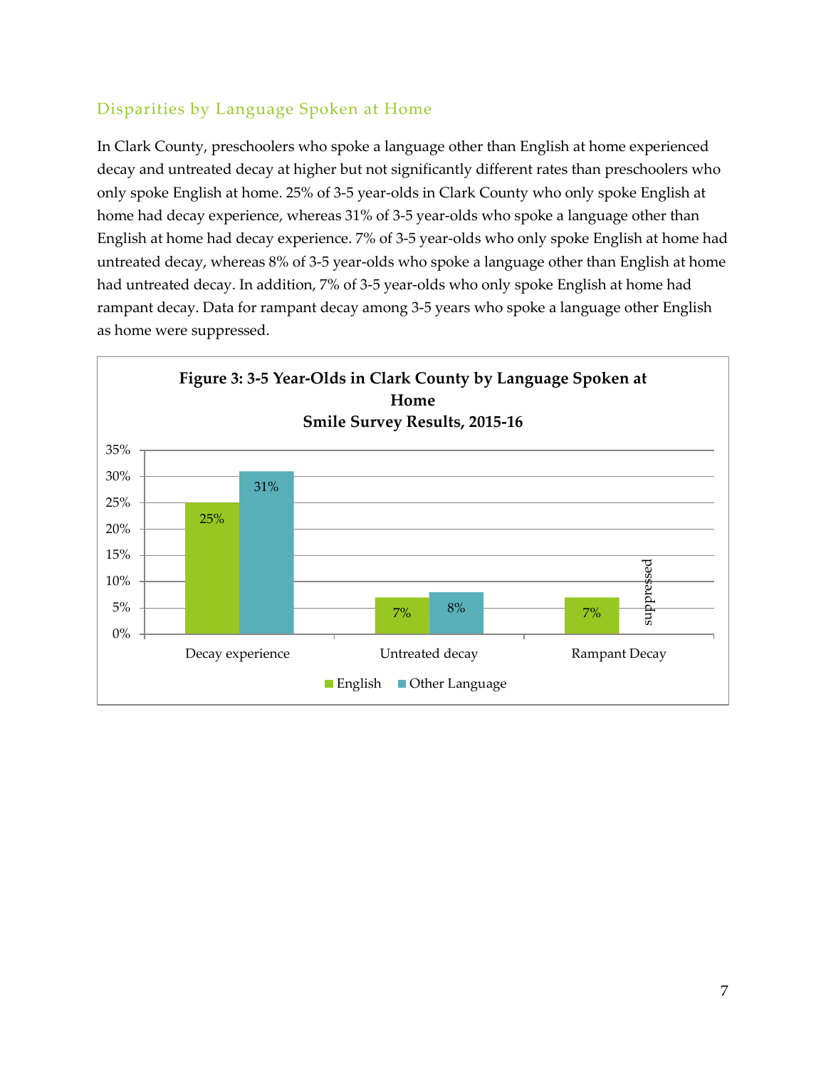## Disparities by Language Spoken at Home

In Clark County, preschoolers who spoke a language other than English at home experienced decay and untreated decay at higher but not significantly different rates than preschoolers who only spoke English at home. 25% of 3-5 year-olds in Clark County who only spoke English at home had decay experience, whereas 31% of 3-5 year-olds who spoke a language other than English at home had decay experience. 7% of 3-5 year-olds who only spoke English at home had untreated decay, whereas 8% of 3-5 year-olds who spoke a language other than English at home had untreated decay. In addition, 7% of 3-5 year-olds who only spoke English at home had rampant decay. Data for rampant decay among 3-5 years who spoke a language other English as home were suppressed.

**Figure 3: 3-5 Year-Olds in Clark County by Language Spoken at Home**
**Smile Survey Results, 2015-16**

| | English | Other Language |
|---|---|---|
| Decay experience | 25% | 31% |
| Untreated decay | 7% | 8% |
| Rampant Decay | 7% | suppressed |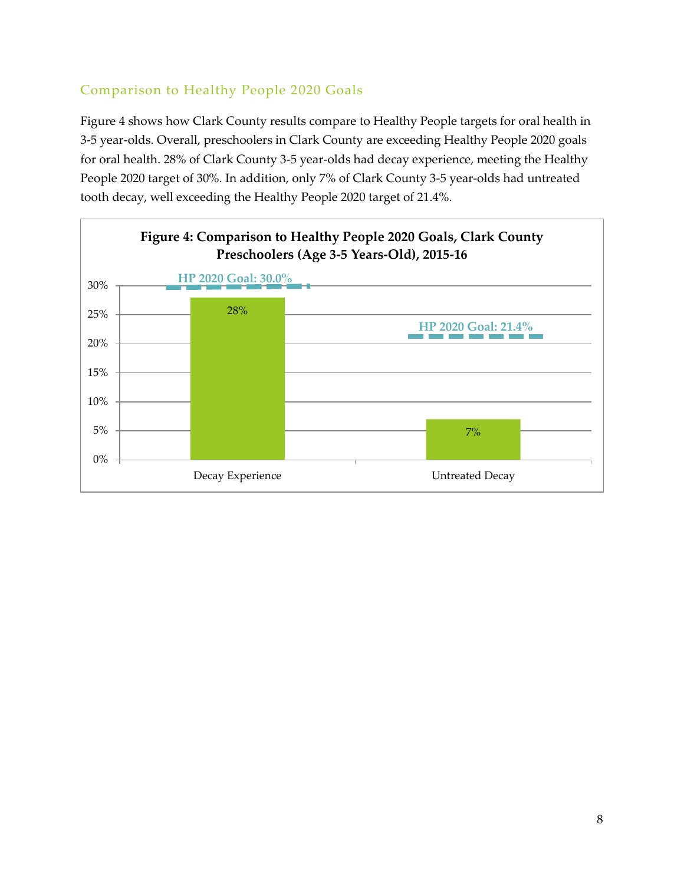## Comparison to Healthy People 2020 Goals

Figure 4 shows how Clark County results compare to Healthy People targets for oral health in 3-5 year-olds. Overall, preschoolers in Clark County are exceeding Healthy People 2020 goals for oral health. 28% of Clark County 3-5 year-olds had decay experience, meeting the Healthy People 2020 target of 30%. In addition, only 7% of Clark County 3-5 year-olds had untreated tooth decay, well exceeding the Healthy People 2020 target of 21.4%.

**Figure 4: Comparison to Healthy People 2020 Goals, Clark County Preschoolers (Age 3-5 Years-Old), 2015-16**

| | Clark County | HP 2020 Goal |
|---|---|---|
| Decay Experience | 28% | 30.0% |
| Untreated Decay | 7% | 21.4% |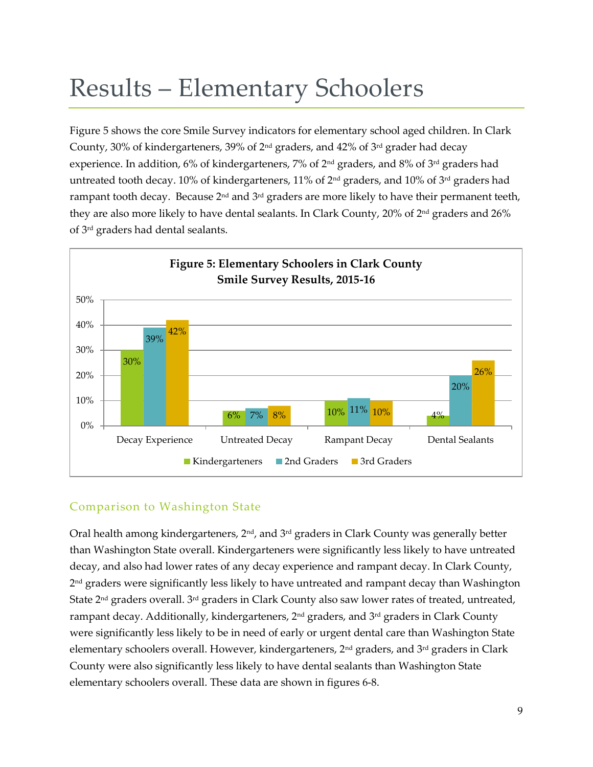# Results – Elementary Schoolers

Figure 5 shows the core Smile Survey indicators for elementary school aged children. In Clark County, 30% of kindergarteners, 39% of 2nd graders, and 42% of 3rd grader had decay experience. In addition, 6% of kindergarteners, 7% of 2nd graders, and 8% of 3rd graders had untreated tooth decay. 10% of kindergarteners, 11% of 2nd graders, and 10% of 3rd graders had rampant tooth decay. Because 2nd and 3rd graders are more likely to have their permanent teeth, they are also more likely to have dental sealants. In Clark County, 20% of 2nd graders and 26% of 3rd graders had dental sealants.

**Figure 5: Elementary Schoolers in Clark County Smile Survey Results, 2015-16**

| | Kindergarteners | 2nd Graders | 3rd Graders |
|---|---|---|---|
| Decay Experience | 30% | 39% | 42% |
| Untreated Decay | 6% | 7% | 8% |
| Rampant Decay | 10% | 11% | 10% |
| Dental Sealants | 4% | 20% | 26% |

## Comparison to Washington State

Oral health among kindergarteners, 2nd, and 3rd graders in Clark County was generally better than Washington State overall. Kindergarteners were significantly less likely to have untreated decay, and also had lower rates of any decay experience and rampant decay. In Clark County, 2nd graders were significantly less likely to have untreated and rampant decay than Washington State 2nd graders overall. 3rd graders in Clark County also saw lower rates of treated, untreated, rampant decay. Additionally, kindergarteners, 2nd graders, and 3rd graders in Clark County were significantly less likely to be in need of early or urgent dental care than Washington State elementary schoolers overall. However, kindergarteners, 2nd graders, and 3rd graders in Clark County were also significantly less likely to have dental sealants than Washington State elementary schoolers overall. These data are shown in figures 6-8.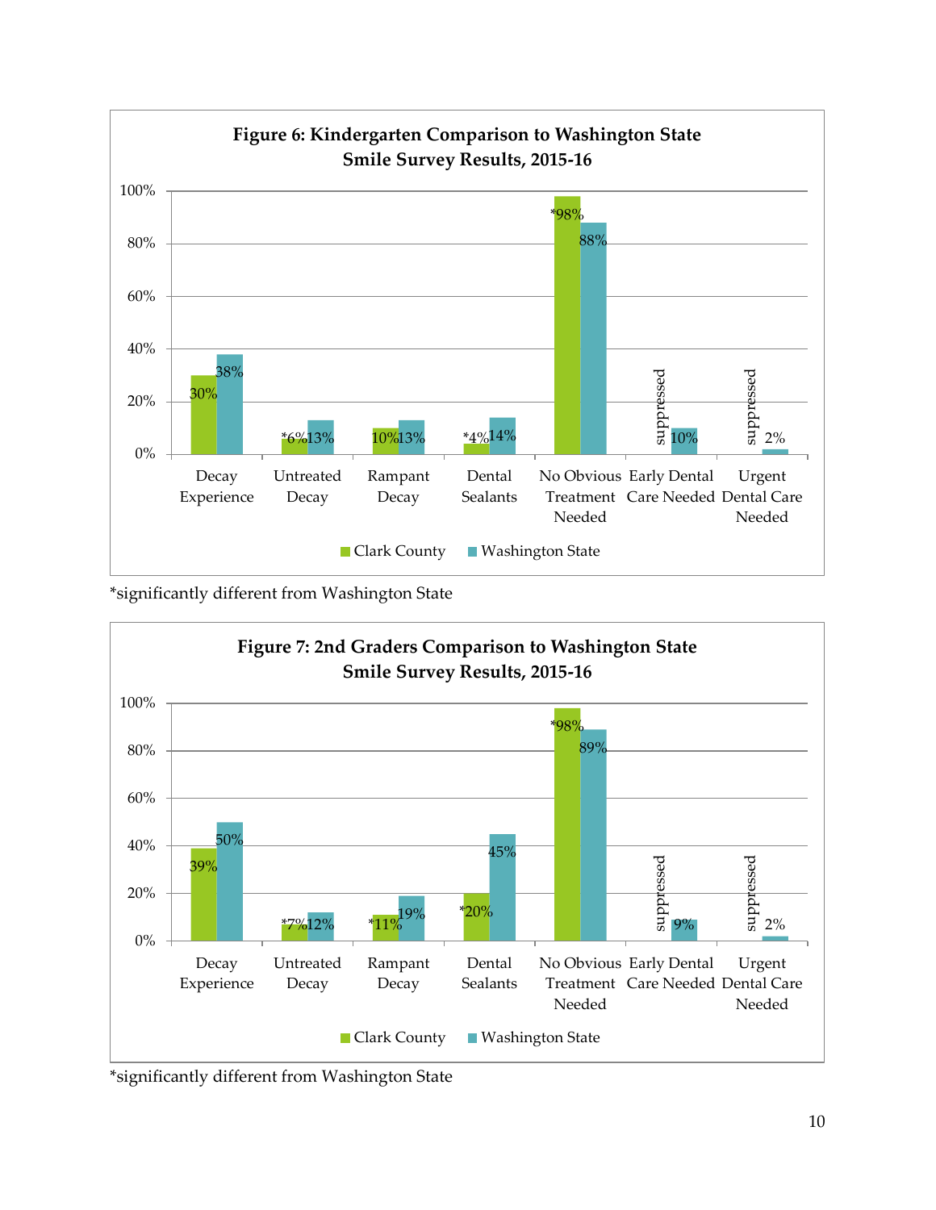**Figure 6: Kindergarten Comparison to Washington State Smile Survey Results, 2015-16**

| | Clark County | Washington State |
|---|---|---|
| Decay Experience | 30% | 38% |
| Untreated Decay | *6% | 13% |
| Rampant Decay | 10% | 13% |
| Dental Sealants | *4% | 14% |
| No Obvious Treatment Needed | *98% | 88% |
| Early Dental Care Needed | suppressed | 10% |
| Urgent Dental Care Needed | suppressed | 2% |

*significantly different from Washington State

**Figure 7: 2nd Graders Comparison to Washington State Smile Survey Results, 2015-16**

| | Clark County | Washington State |
|---|---|---|
| Decay Experience | 39% | 50% |
| Untreated Decay | *7% | 12% |
| Rampant Decay | *11% | 19% |
| Dental Sealants | *20% | 45% |
| No Obvious Treatment Needed | *98% | 89% |
| Early Dental Care Needed | suppressed | 9% |
| Urgent Dental Care Needed | suppressed | 2% |

*significantly different from Washington State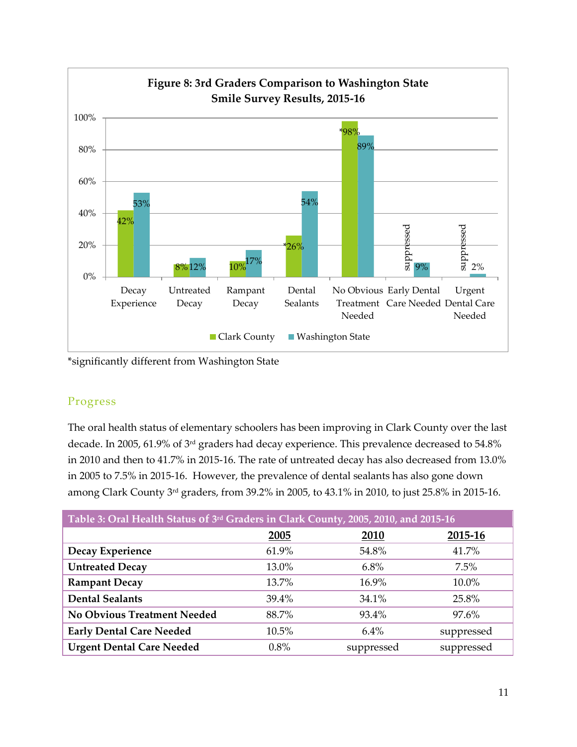**Figure 8: 3rd Graders Comparison to Washington State Smile Survey Results, 2015-16**

| | Clark County | Washington State |
|---|---|---|
| Decay Experience | 42% | 53% |
| Untreated Decay | 8% | 12% |
| Rampant Decay | 10% | 17% |
| Dental Sealants | *26% | 54% |
| No Obvious Treatment Needed | *98% | 89% |
| Early Dental Care Needed | suppressed | 9% |
| Urgent Dental Care Needed | suppressed | 2% |

*significantly different from Washington State

## Progress

The oral health status of elementary schoolers has been improving in Clark County over the last decade. In 2005, 61.9% of 3rd graders had decay experience. This prevalence decreased to 54.8% in 2010 and then to 41.7% in 2015-16. The rate of untreated decay has also decreased from 13.0% in 2005 to 7.5% in 2015-16. However, the prevalence of dental sealants has also gone down among Clark County 3rd graders, from 39.2% in 2005, to 43.1% in 2010, to just 25.8% in 2015-16.

**Table 3: Oral Health Status of 3rd Graders in Clark County, 2005, 2010, and 2015-16**

| | 2005 | 2010 | 2015-16 |
|---|---|---|---|
| **Decay Experience** | 61.9% | 54.8% | 41.7% |
| **Untreated Decay** | 13.0% | 6.8% | 7.5% |
| **Rampant Decay** | 13.7% | 16.9% | 10.0% |
| **Dental Sealants** | 39.4% | 34.1% | 25.8% |
| **No Obvious Treatment Needed** | 88.7% | 93.4% | 97.6% |
| **Early Dental Care Needed** | 10.5% | 6.4% | suppressed |
| **Urgent Dental Care Needed** | 0.8% | suppressed | suppressed |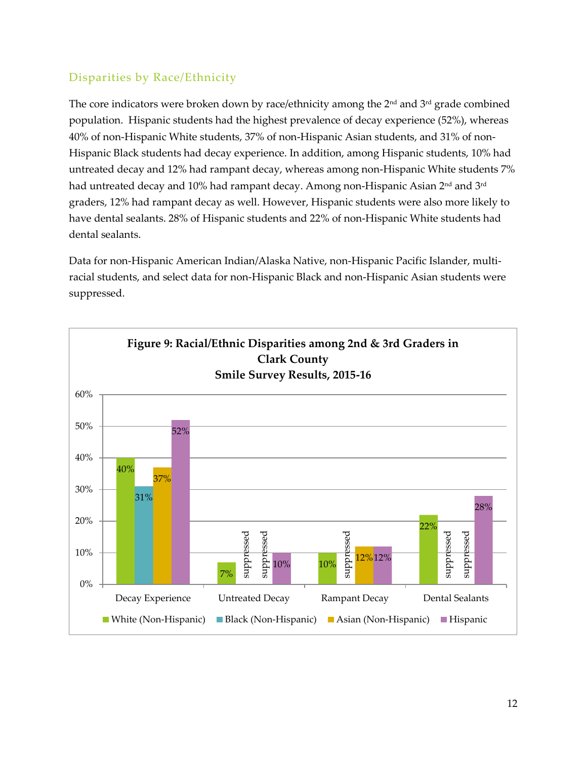## Disparities by Race/Ethnicity

The core indicators were broken down by race/ethnicity among the 2nd and 3rd grade combined population. Hispanic students had the highest prevalence of decay experience (52%), whereas 40% of non-Hispanic White students, 37% of non-Hispanic Asian students, and 31% of non-Hispanic Black students had decay experience. In addition, among Hispanic students, 10% had untreated decay and 12% had rampant decay, whereas among non-Hispanic White students 7% had untreated decay and 10% had rampant decay. Among non-Hispanic Asian 2nd and 3rd graders, 12% had rampant decay as well. However, Hispanic students were also more likely to have dental sealants. 28% of Hispanic students and 22% of non-Hispanic White students had dental sealants.

Data for non-Hispanic American Indian/Alaska Native, non-Hispanic Pacific Islander, multi-racial students, and select data for non-Hispanic Black and non-Hispanic Asian students were suppressed.

**Figure 9: Racial/Ethnic Disparities among 2nd & 3rd Graders in Clark County Smile Survey Results, 2015-16**

| | White (Non-Hispanic) | Black (Non-Hispanic) | Asian (Non-Hispanic) | Hispanic |
|---|---|---|---|---|
| Decay Experience | 40% | 31% | 37% | 52% |
| Untreated Decay | 7% | suppressed | suppressed | 10% |
| Rampant Decay | 10% | suppressed | 12% | 12% |
| Dental Sealants | 22% | suppressed | suppressed | 28% |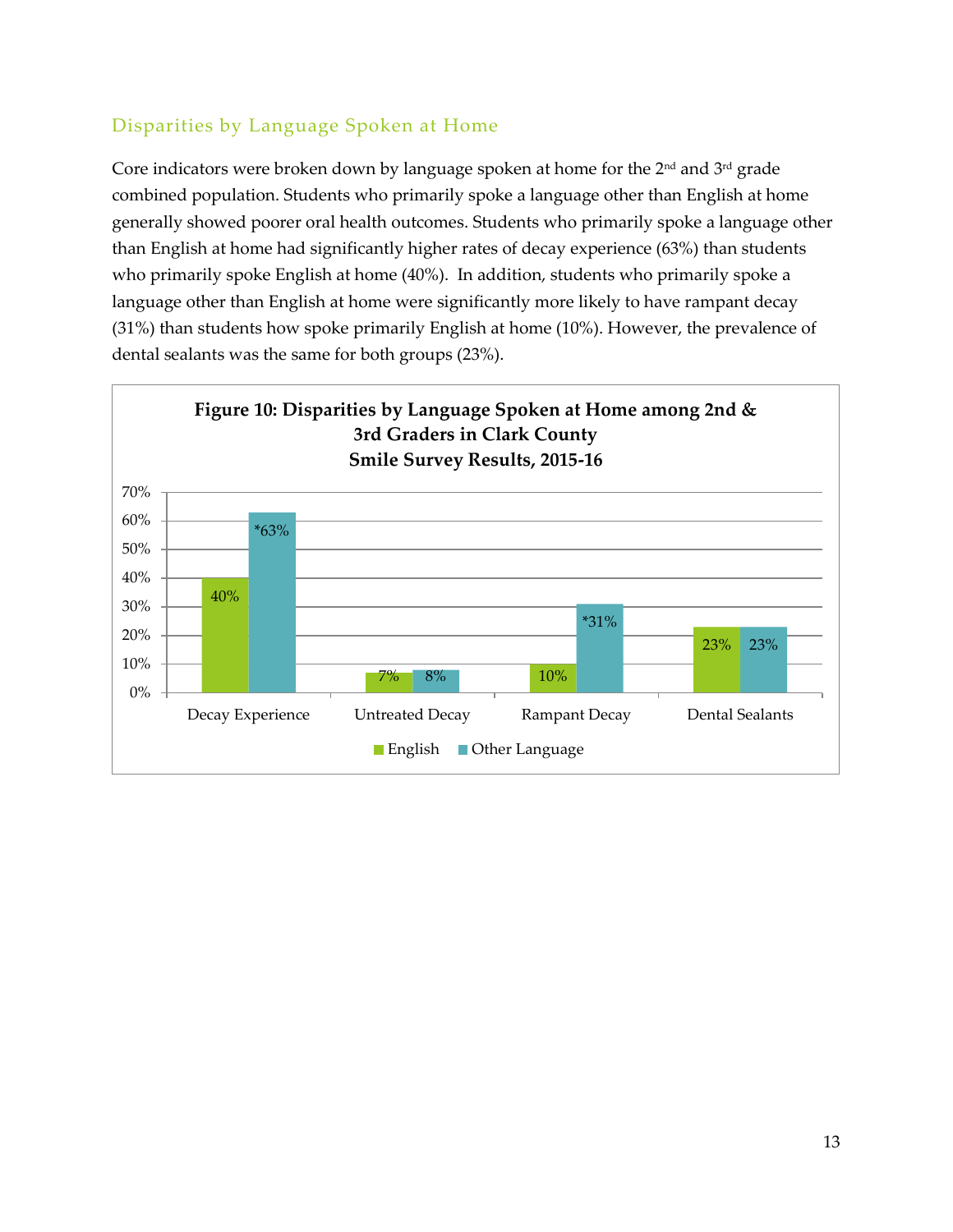## Disparities by Language Spoken at Home

Core indicators were broken down by language spoken at home for the 2nd and 3rd grade combined population. Students who primarily spoke a language other than English at home generally showed poorer oral health outcomes. Students who primarily spoke a language other than English at home had significantly higher rates of decay experience (63%) than students who primarily spoke English at home (40%). In addition, students who primarily spoke a language other than English at home were significantly more likely to have rampant decay (31%) than students how spoke primarily English at home (10%). However, the prevalence of dental sealants was the same for both groups (23%).

**Figure 10: Disparities by Language Spoken at Home among 2nd & 3rd Graders in Clark County Smile Survey Results, 2015-16**

| | English | Other Language |
|---|---|---|
| Decay Experience | 40% | *63% |
| Untreated Decay | 7% | 8% |
| Rampant Decay | 10% | *31% |
| Dental Sealants | 23% | 23% |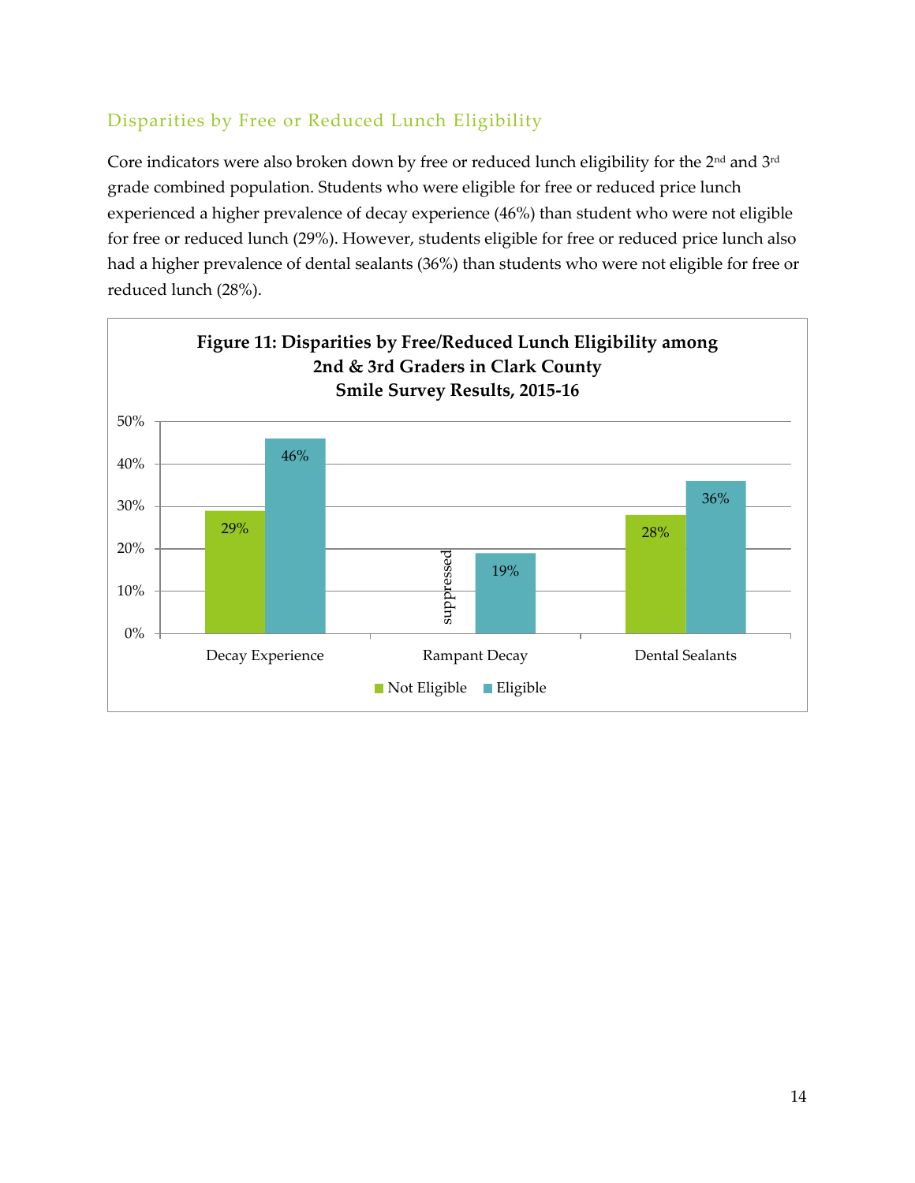## Disparities by Free or Reduced Lunch Eligibility

Core indicators were also broken down by free or reduced lunch eligibility for the 2nd and 3rd grade combined population. Students who were eligible for free or reduced price lunch experienced a higher prevalence of decay experience (46%) than student who were not eligible for free or reduced lunch (29%). However, students eligible for free or reduced price lunch also had a higher prevalence of dental sealants (36%) than students who were not eligible for free or reduced lunch (28%).

**Figure 11: Disparities by Free/Reduced Lunch Eligibility among 2nd & 3rd Graders in Clark County Smile Survey Results, 2015-16**

| | Not Eligible | Eligible |
|---|---|---|
| Decay Experience | 29% | 46% |
| Rampant Decay | suppressed | 19% |
| Dental Sealants | 28% | 36% |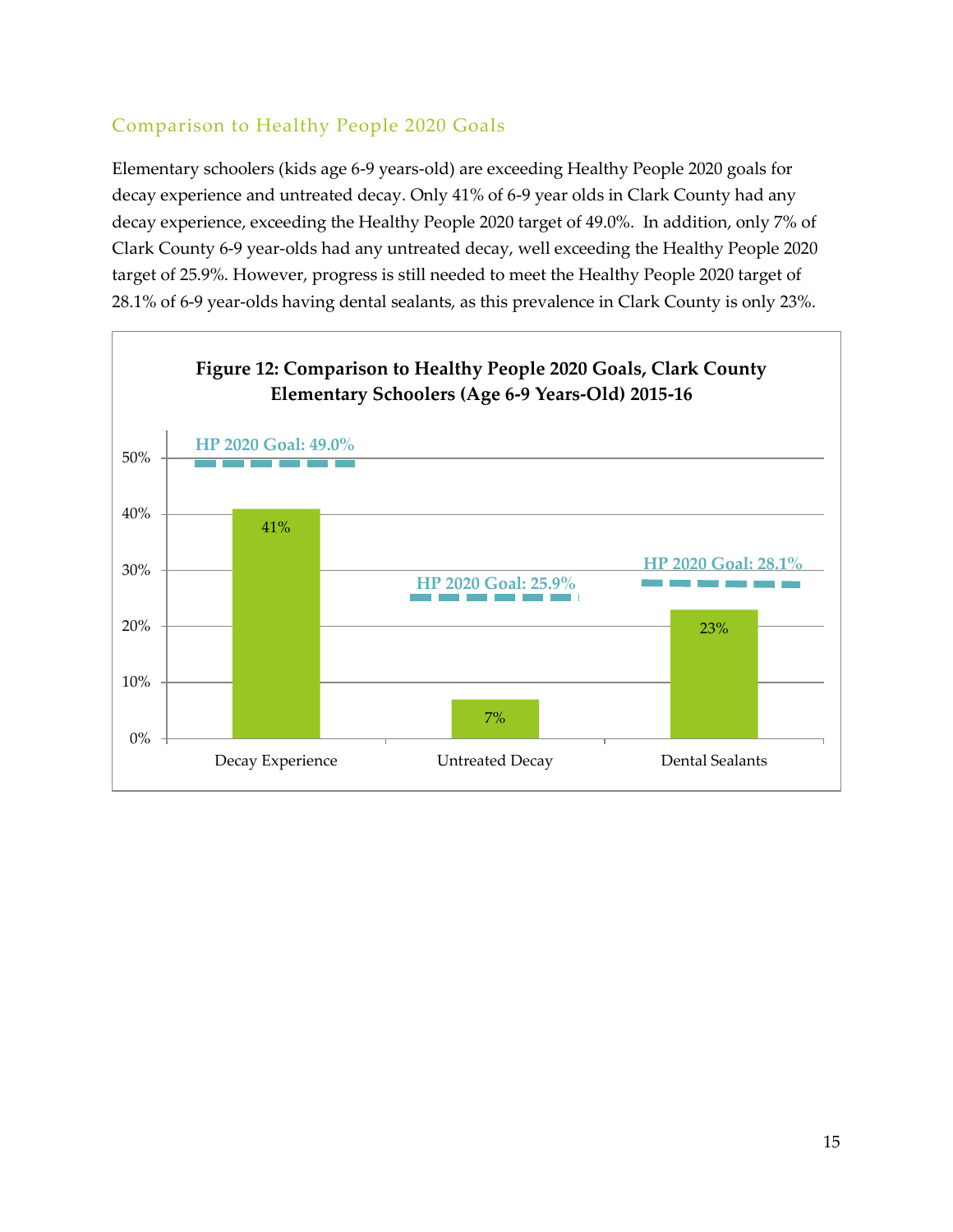## Comparison to Healthy People 2020 Goals

Elementary schoolers (kids age 6-9 years-old) are exceeding Healthy People 2020 goals for decay experience and untreated decay. Only 41% of 6-9 year olds in Clark County had any decay experience, exceeding the Healthy People 2020 target of 49.0%. In addition, only 7% of Clark County 6-9 year-olds had any untreated decay, well exceeding the Healthy People 2020 target of 25.9%. However, progress is still needed to meet the Healthy People 2020 target of 28.1% of 6-9 year-olds having dental sealants, as this prevalence in Clark County is only 23%.

**Figure 12: Comparison to Healthy People 2020 Goals, Clark County Elementary Schoolers (Age 6-9 Years-Old) 2015-16**

| | Clark County | HP 2020 Goal |
|---|---|---|
| Decay Experience | 41% | 49.0% |
| Untreated Decay | 7% | 25.9% |
| Dental Sealants | 23% | 28.1% |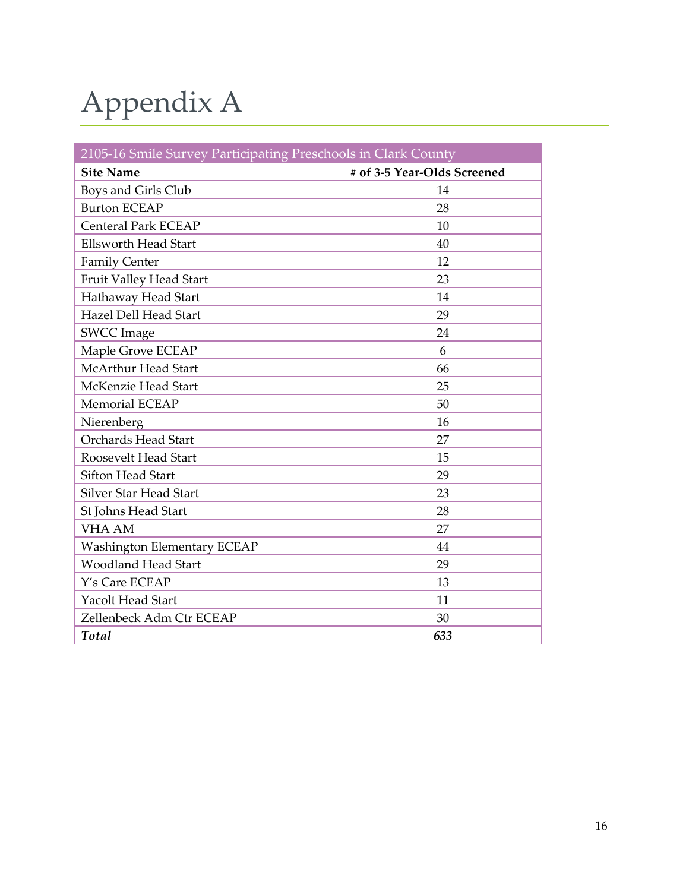# Appendix A

| 2105-16 Smile Survey Participating Preschools in Clark County | |
|---|---|
| **Site Name** | **# of 3-5 Year-Olds Screened** |
| Boys and Girls Club | 14 |
| Burton ECEAP | 28 |
| Centeral Park ECEAP | 10 |
| Ellsworth Head Start | 40 |
| Family Center | 12 |
| Fruit Valley Head Start | 23 |
| Hathaway Head Start | 14 |
| Hazel Dell Head Start | 29 |
| SWCC Image | 24 |
| Maple Grove ECEAP | 6 |
| McArthur Head Start | 66 |
| McKenzie Head Start | 25 |
| Memorial ECEAP | 50 |
| Nierenberg | 16 |
| Orchards Head Start | 27 |
| Roosevelt Head Start | 15 |
| Sifton Head Start | 29 |
| Silver Star Head Start | 23 |
| St Johns Head Start | 28 |
| VHA AM | 27 |
| Washington Elementary ECEAP | 44 |
| Woodland Head Start | 29 |
| Y's Care ECEAP | 13 |
| Yacolt Head Start | 11 |
| Zellenbeck Adm Ctr ECEAP | 30 |
| ***Total*** | ***633*** |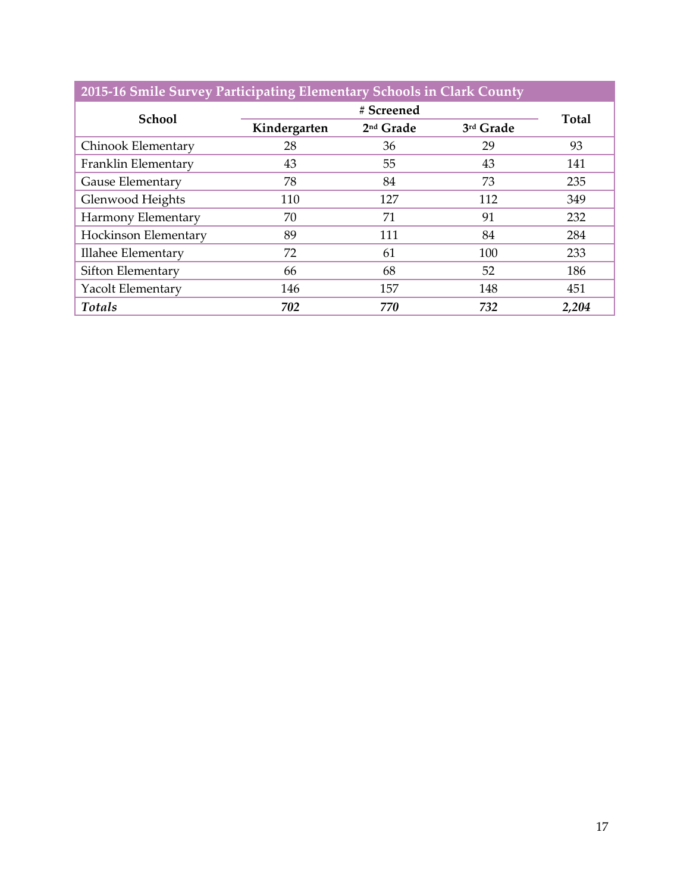| 2015-16 Smile Survey Participating Elementary Schools in Clark County | | | | |
|---|---|---|---|---|
| **School** | **# Screened** | | | **Total** |
| | **Kindergarten** | **2nd Grade** | **3rd Grade** | |
| Chinook Elementary | 28 | 36 | 29 | 93 |
| Franklin Elementary | 43 | 55 | 43 | 141 |
| Gause Elementary | 78 | 84 | 73 | 235 |
| Glenwood Heights | 110 | 127 | 112 | 349 |
| Harmony Elementary | 70 | 71 | 91 | 232 |
| Hockinson Elementary | 89 | 111 | 84 | 284 |
| Illahee Elementary | 72 | 61 | 100 | 233 |
| Sifton Elementary | 66 | 68 | 52 | 186 |
| Yacolt Elementary | 146 | 157 | 148 | 451 |
| ***Totals*** | ***702*** | ***770*** | ***732*** | ***2,204*** |